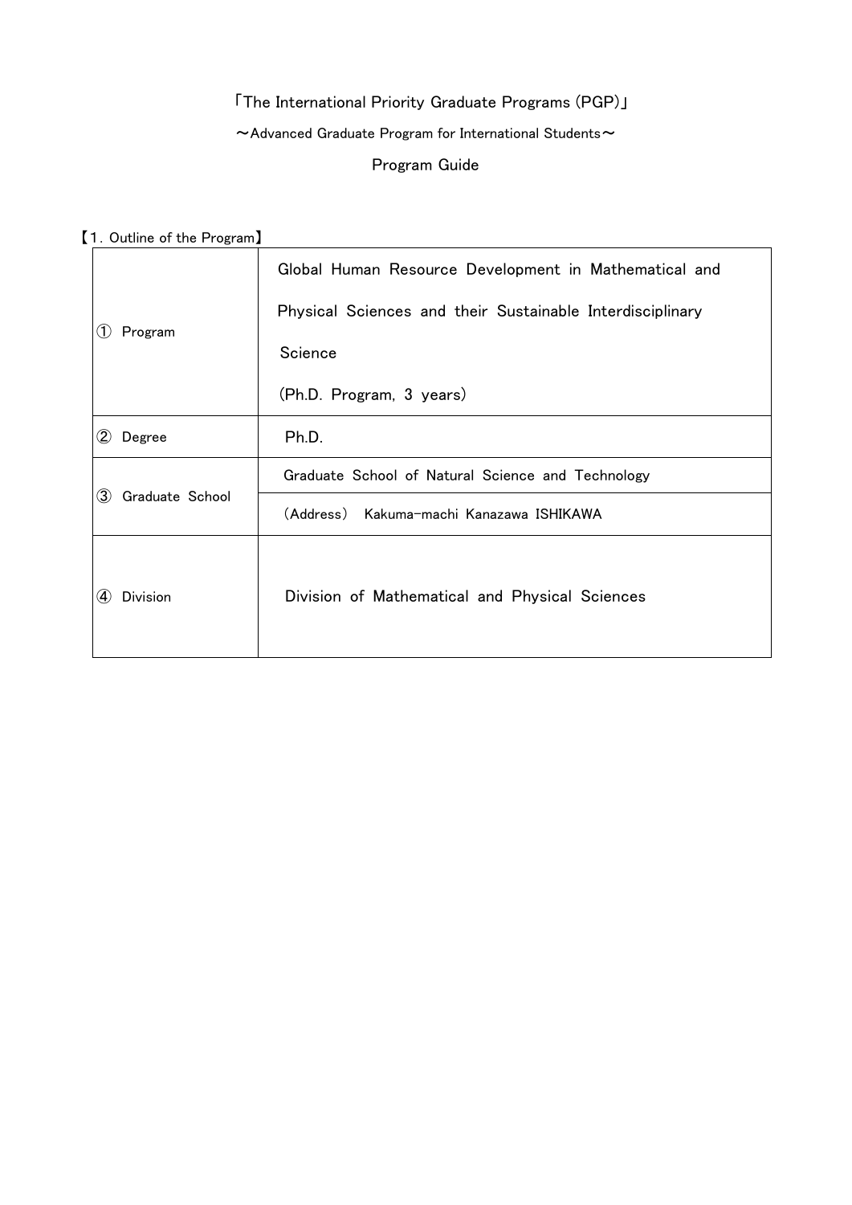「The International Priority Graduate Programs (PGP)」

～Advanced Graduate Program for International Students～

Program Guide

【1. Outline of the Program】

| | |
|---|---|
| ① Program | Global Human Resource Development in Mathematical and Physical Sciences and their Sustainable Interdisciplinary Science<br>(Ph.D. Program, 3 years) |
| ② Degree | Ph.D. |
| ③ Graduate School | Graduate School of Natural Science and Technology |
| | (Address) Kakuma-machi Kanazawa ISHIKAWA |
| ④ Division | Division of Mathematical and Physical Sciences |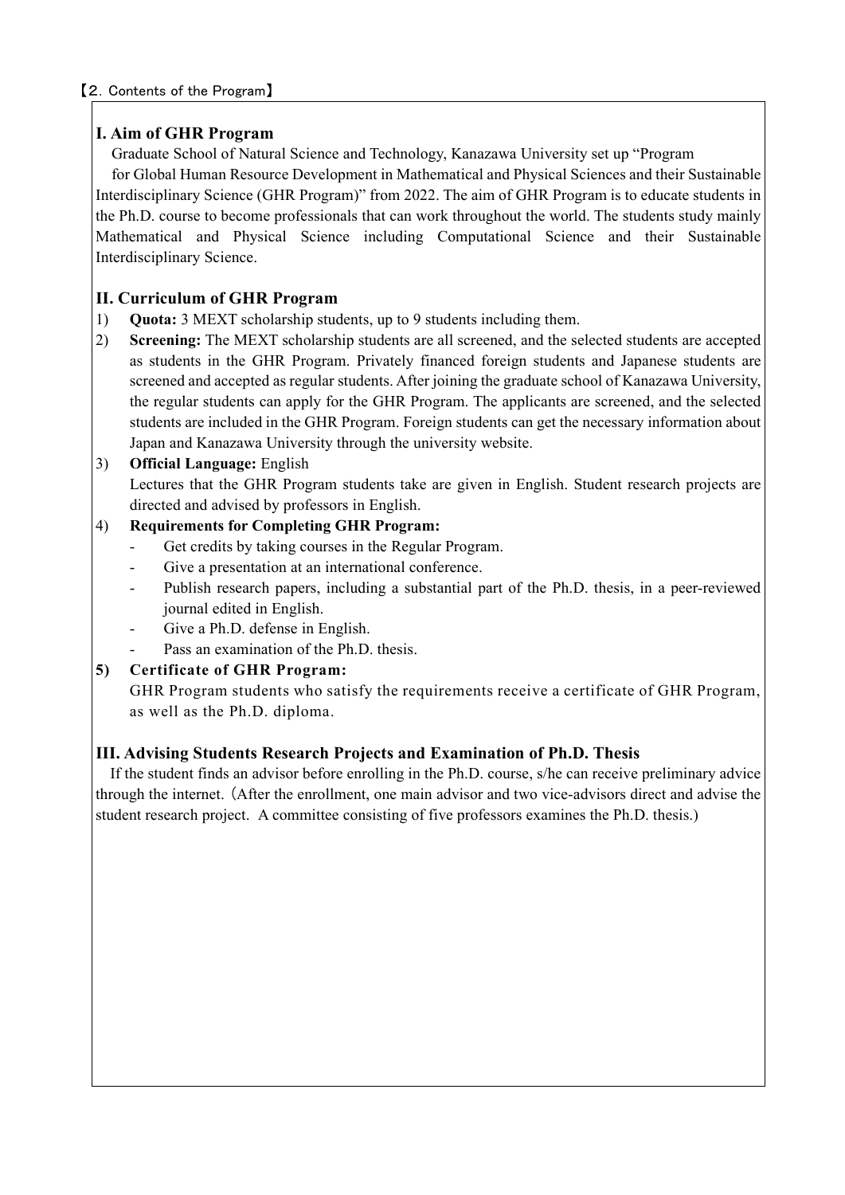【2. Contents of the Program】

## I. Aim of GHR Program

Graduate School of Natural Science and Technology, Kanazawa University set up "Program for Global Human Resource Development in Mathematical and Physical Sciences and their Sustainable Interdisciplinary Science (GHR Program)" from 2022. The aim of GHR Program is to educate students in the Ph.D. course to become professionals that can work throughout the world. The students study mainly Mathematical and Physical Science including Computational Science and their Sustainable Interdisciplinary Science.

## II. Curriculum of GHR Program

1) **Quota:** 3 MEXT scholarship students, up to 9 students including them.
2) **Screening:** The MEXT scholarship students are all screened, and the selected students are accepted as students in the GHR Program. Privately financed foreign students and Japanese students are screened and accepted as regular students. After joining the graduate school of Kanazawa University, the regular students can apply for the GHR Program. The applicants are screened, and the selected students are included in the GHR Program. Foreign students can get the necessary information about Japan and Kanazawa University through the university website.
3) **Official Language:** English
   Lectures that the GHR Program students take are given in English. Student research projects are directed and advised by professors in English.
4) **Requirements for Completing GHR Program:**
   - Get credits by taking courses in the Regular Program.
   - Give a presentation at an international conference.
   - Publish research papers, including a substantial part of the Ph.D. thesis, in a peer-reviewed journal edited in English.
   - Give a Ph.D. defense in English.
   - Pass an examination of the Ph.D. thesis.
5) **Certificate of GHR Program:**
   GHR Program students who satisfy the requirements receive a certificate of GHR Program, as well as the Ph.D. diploma.

## III. Advising Students Research Projects and Examination of Ph.D. Thesis

If the student finds an advisor before enrolling in the Ph.D. course, s/he can receive preliminary advice through the internet.（After the enrollment, one main advisor and two vice-advisors direct and advise the student research project. A committee consisting of five professors examines the Ph.D. thesis.)